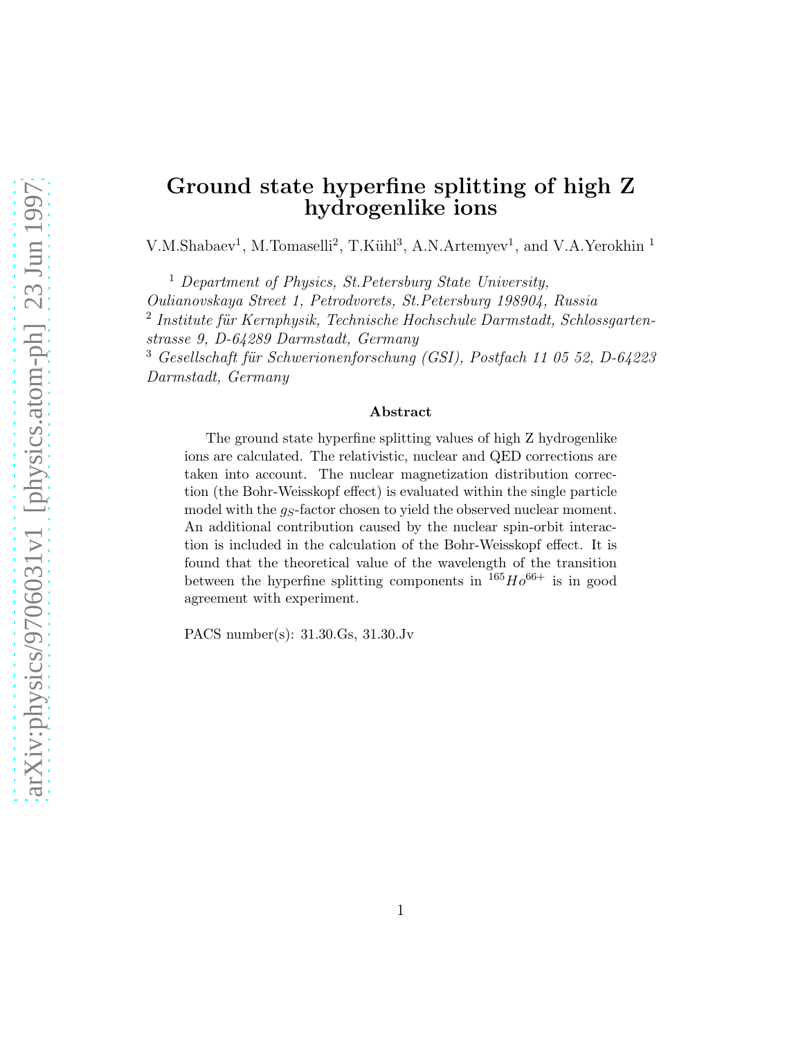# Ground state hyperfine splitting of high Z hydrogenlike ions

V.M.Shabaev[1], M.Tomaselli[2], T.Kühl[3], A.N.Artemyev[1], and V.A.Yerokhin [1]

[1] *Department of Physics, St.Petersburg State University, Oulianovskaya Street 1, Petrodvorets, St.Petersburg 198904, Russia*

[2] *Institute für Kernphysik, Technische Hochschule Darmstadt, Schlossgartenstrasse 9, D-64289 Darmstadt, Germany*

[3] *Gesellschaft für Schwerionenforschung (GSI), Postfach 11 05 52, D-64223 Darmstadt, Germany*

### Abstract

The ground state hyperfine splitting values of high Z hydrogenlike ions are calculated. The relativistic, nuclear and QED corrections are taken into account. The nuclear magnetization distribution correction (the Bohr-Weisskopf effect) is evaluated within the single particle model with the $g_S$-factor chosen to yield the observed nuclear moment. An additional contribution caused by the nuclear spin-orbit interaction is included in the calculation of the Bohr-Weisskopf effect. It is found that the theoretical value of the wavelength of the transition between the hyperfine splitting components in $^{165}Ho^{66+}$ is in good agreement with experiment.

PACS number(s): 31.30.Gs, 31.30.Jv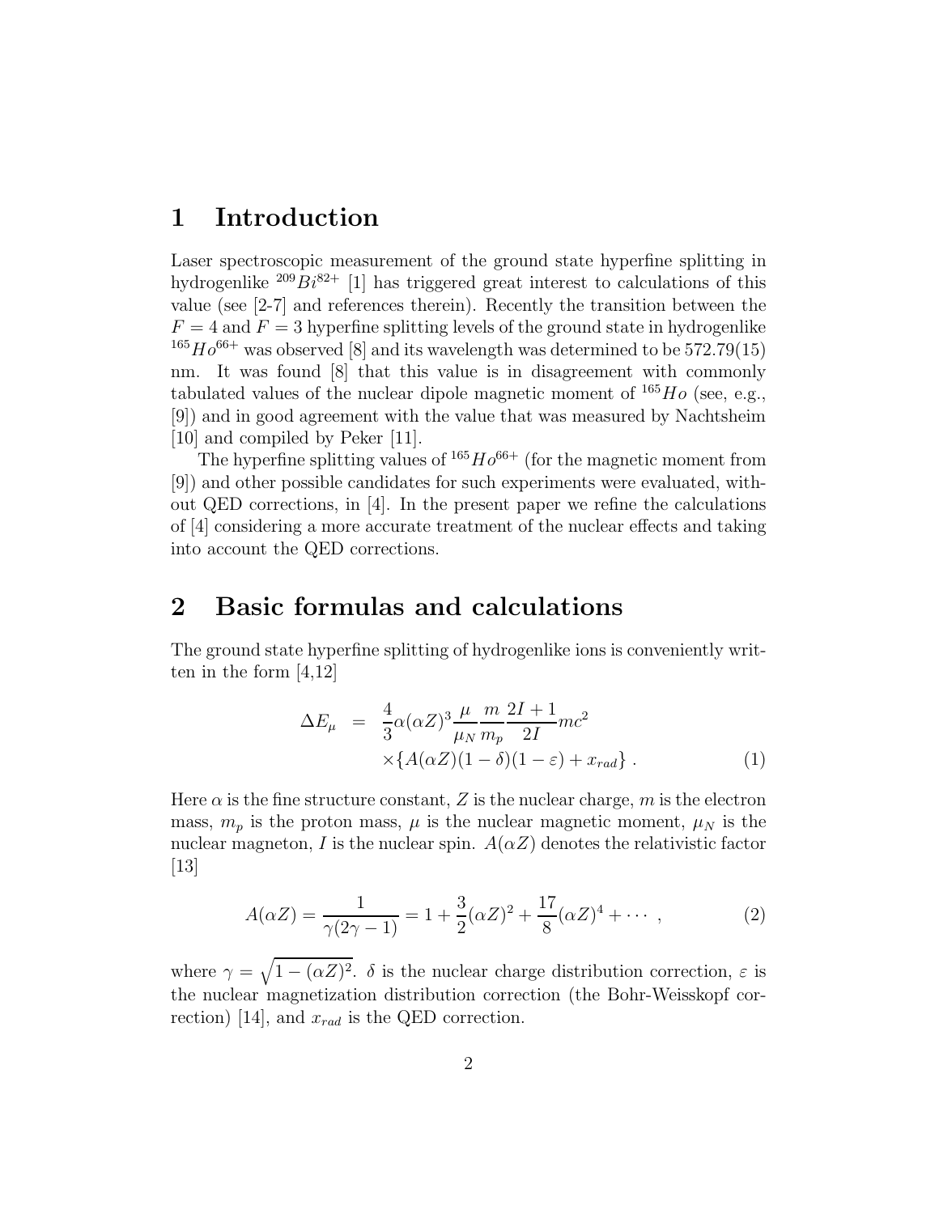# 1 Introduction

Laser spectroscopic measurement of the ground state hyperfine splitting in hydrogenlike $^{209}Bi^{82+}$ [1] has triggered great interest to calculations of this value (see [2-7] and references therein). Recently the transition between the $F = 4$ and $F = 3$ hyperfine splitting levels of the ground state in hydrogenlike $^{165}Ho^{66+}$ was observed [8] and its wavelength was determined to be 572.79(15) nm. It was found [8] that this value is in disagreement with commonly tabulated values of the nuclear dipole magnetic moment of $^{165}Ho$ (see, e.g., [9]) and in good agreement with the value that was measured by Nachtsheim [10] and compiled by Peker [11].

The hyperfine splitting values of $^{165}Ho^{66+}$ (for the magnetic moment from [9]) and other possible candidates for such experiments were evaluated, without QED corrections, in [4]. In the present paper we refine the calculations of [4] considering a more accurate treatment of the nuclear effects and taking into account the QED corrections.

# 2 Basic formulas and calculations

The ground state hyperfine splitting of hydrogenlike ions is conveniently written in the form [4,12]

$$
\begin{aligned}
\Delta E_{\mu} &= \frac{4}{3}\alpha(\alpha Z)^3 \frac{\mu}{\mu_N} \frac{m}{m_p} \frac{2I+1}{2I} mc^2 \\
&\quad \times \{A(\alpha Z)(1-\delta)(1-\varepsilon) + x_{rad}\} \ . \qquad (1)
\end{aligned}
$$

Here $\alpha$ is the fine structure constant, $Z$ is the nuclear charge, $m$ is the electron mass, $m_p$ is the proton mass, $\mu$ is the nuclear magnetic moment, $\mu_N$ is the nuclear magneton, $I$ is the nuclear spin. $A(\alpha Z)$ denotes the relativistic factor [13]

$$
A(\alpha Z) = \frac{1}{\gamma(2\gamma - 1)} = 1 + \frac{3}{2}(\alpha Z)^2 + \frac{17}{8}(\alpha Z)^4 + \cdots \ , \qquad (2)
$$

where $\gamma = \sqrt{1-(\alpha Z)^2}$. $\delta$ is the nuclear charge distribution correction, $\varepsilon$ is the nuclear magnetization distribution correction (the Bohr-Weisskopf correction) [14], and $x_{rad}$ is the QED correction.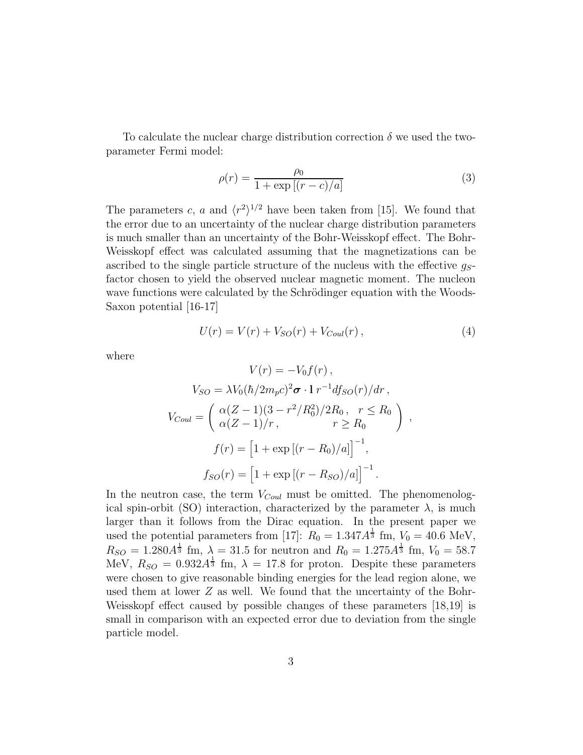To calculate the nuclear charge distribution correction $\delta$ we used the two-parameter Fermi model:

$$\rho(r) = \frac{\rho_0}{1 + \exp\left[(r - c)/a\right]} \tag{3}$$

The parameters $c$, $a$ and $\langle r^2 \rangle^{1/2}$ have been taken from [15]. We found that the error due to an uncertainty of the nuclear charge distribution parameters is much smaller than an uncertainty of the Bohr-Weisskopf effect. The Bohr-Weisskopf effect was calculated assuming that the magnetizations can be ascribed to the single particle structure of the nucleus with the effective $g_S$-factor chosen to yield the observed nuclear magnetic moment. The nucleon wave functions were calculated by the Schrödinger equation with the Woods-Saxon potential [16-17]

$$U(r) = V(r) + V_{SO}(r) + V_{Coul}(r)\,, \tag{4}$$

where

$$V(r) = -V_0 f(r)\,,$$

$$V_{SO} = \lambda V_0 (\hbar/2m_p c)^2 \boldsymbol{\sigma} \cdot \mathbf{l}\, r^{-1} df_{SO}(r)/dr\,,$$

$$V_{Coul} = \left( \begin{array}{ll} \alpha(Z-1)(3 - r^2/R_0^2)/2R_0\,, & r \le R_0 \\ \alpha(Z-1)/r\,, & r \ge R_0 \end{array} \right)\,,$$

$$f(r) = \Big[1 + \exp\left[(r - R_0)/a\right]\Big]^{-1},$$

$$f_{SO}(r) = \Big[1 + \exp\left[(r - R_{SO})/a\right]\Big]^{-1}.$$

In the neutron case, the term $V_{Coul}$ must be omitted. The phenomenological spin-orbit (SO) interaction, characterized by the parameter $\lambda$, is much larger than it follows from the Dirac equation. In the present paper we used the potential parameters from [17]: $R_0 = 1.347 A^{\frac{1}{3}}$ fm, $V_0 = 40.6$ MeV, $R_{SO} = 1.280 A^{\frac{1}{3}}$ fm, $\lambda = 31.5$ for neutron and $R_0 = 1.275 A^{\frac{1}{3}}$ fm, $V_0 = 58.7$ MeV, $R_{SO} = 0.932 A^{\frac{1}{3}}$ fm, $\lambda = 17.8$ for proton. Despite these parameters were chosen to give reasonable binding energies for the lead region alone, we used them at lower $Z$ as well. We found that the uncertainty of the Bohr-Weisskopf effect caused by possible changes of these parameters [18,19] is small in comparison with an expected error due to deviation from the single particle model.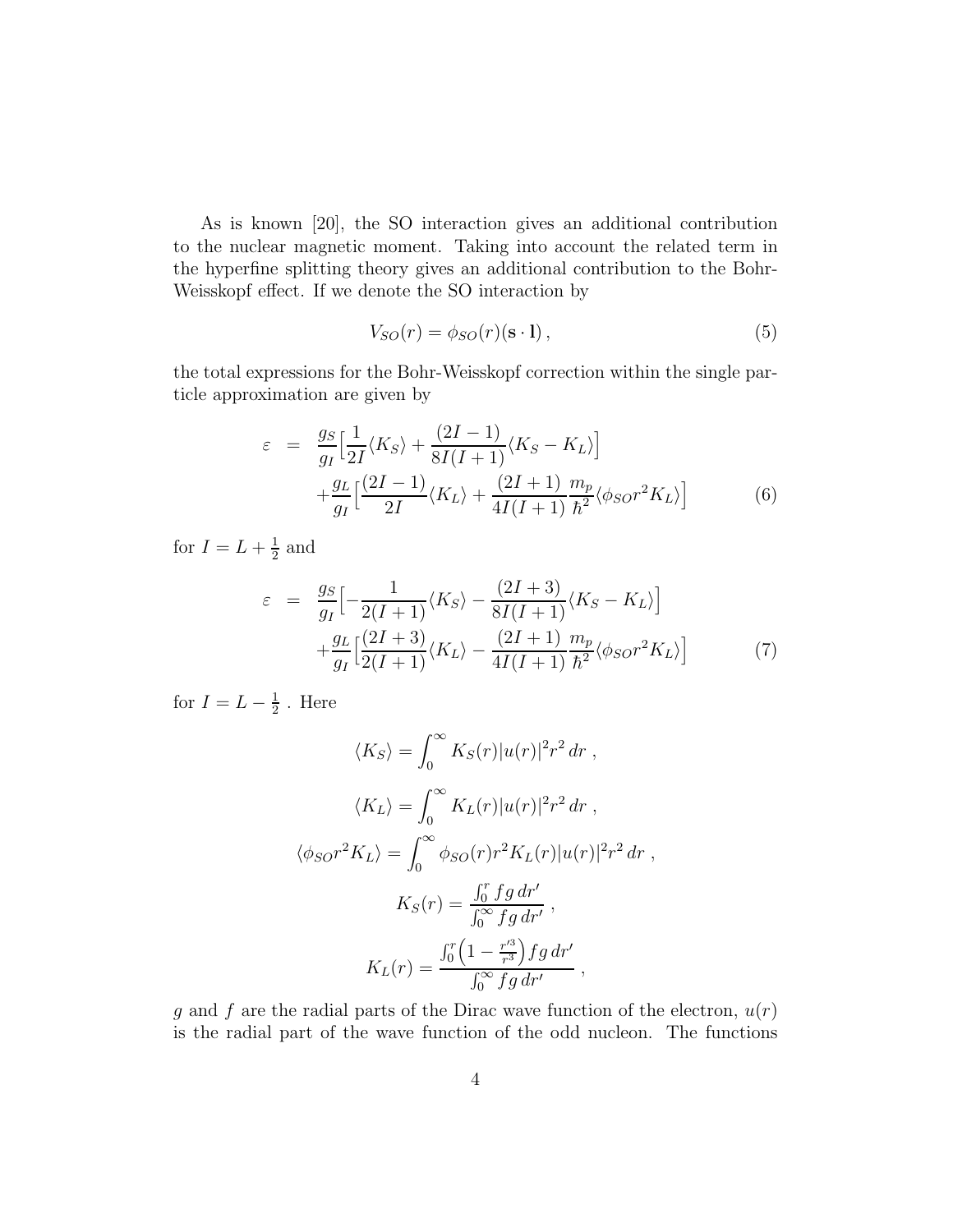As is known [20], the SO interaction gives an additional contribution to the nuclear magnetic moment. Taking into account the related term in the hyperfine splitting theory gives an additional contribution to the Bohr-Weisskopf effect. If we denote the SO interaction by

$$V_{SO}(r) = \phi_{SO}(r)(\mathbf{s}\cdot\mathbf{l})\,, \tag{5}$$

the total expressions for the Bohr-Weisskopf correction within the single particle approximation are given by

$$\begin{aligned}\varepsilon &= \frac{g_S}{g_I}\Big[\frac{1}{2I}\langle K_S\rangle + \frac{(2I-1)}{8I(I+1)}\langle K_S - K_L\rangle\Big] \\ &\quad + \frac{g_L}{g_I}\Big[\frac{(2I-1)}{2I}\langle K_L\rangle + \frac{(2I+1)}{4I(I+1)}\frac{m_p}{\hbar^2}\langle \phi_{SO} r^2 K_L\rangle\Big]\end{aligned} \tag{6}$$

for $I = L + \frac{1}{2}$ and

$$\begin{aligned}\varepsilon &= \frac{g_S}{g_I}\Big[-\frac{1}{2(I+1)}\langle K_S\rangle - \frac{(2I+3)}{8I(I+1)}\langle K_S - K_L\rangle\Big] \\ &\quad + \frac{g_L}{g_I}\Big[\frac{(2I+3)}{2(I+1)}\langle K_L\rangle - \frac{(2I+1)}{4I(I+1)}\frac{m_p}{\hbar^2}\langle \phi_{SO} r^2 K_L\rangle\Big]\end{aligned} \tag{7}$$

for $I = L - \frac{1}{2}$ . Here

$$\langle K_S\rangle = \int_0^\infty K_S(r)|u(r)|^2 r^2\, dr\ ,$$

$$\langle K_L\rangle = \int_0^\infty K_L(r)|u(r)|^2 r^2\, dr\ ,$$

$$\langle \phi_{SO} r^2 K_L\rangle = \int_0^\infty \phi_{SO}(r) r^2 K_L(r)|u(r)|^2 r^2\, dr\ ,$$

$$K_S(r) = \frac{\int_0^r fg\, dr'}{\int_0^\infty fg\, dr'}\ ,$$

$$K_L(r) = \frac{\int_0^r \left(1 - \frac{r'^3}{r^3}\right) fg\, dr'}{\int_0^\infty fg\, dr'}\ ,$$

$g$ and $f$ are the radial parts of the Dirac wave function of the electron, $u(r)$ is the radial part of the wave function of the odd nucleon. The functions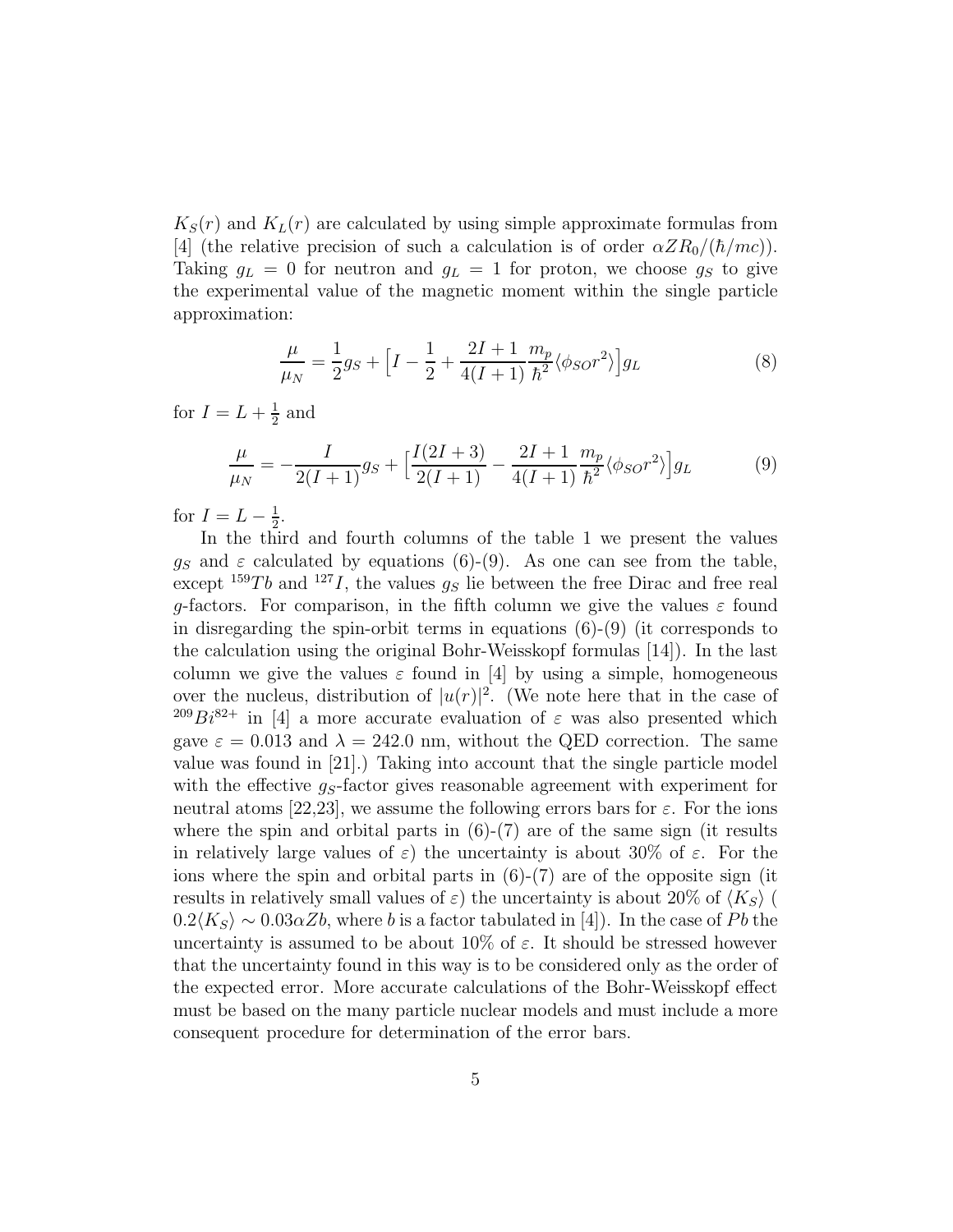$K_S(r)$ and $K_L(r)$ are calculated by using simple approximate formulas from [4] (the relative precision of such a calculation is of order $\alpha Z R_0/(\hbar/mc)$). Taking $g_L = 0$ for neutron and $g_L = 1$ for proton, we choose $g_S$ to give the experimental value of the magnetic moment within the single particle approximation:

$$\frac{\mu}{\mu_N} = \frac{1}{2} g_S + \Big[ I - \frac{1}{2} + \frac{2I+1}{4(I+1)} \frac{m_p}{\hbar^2} \langle \phi_{SO} r^2 \rangle \Big] g_L \tag{8}$$

for $I = L + \frac{1}{2}$ and

$$\frac{\mu}{\mu_N} = -\frac{I}{2(I+1)} g_S + \Big[ \frac{I(2I+3)}{2(I+1)} - \frac{2I+1}{4(I+1)} \frac{m_p}{\hbar^2} \langle \phi_{SO} r^2 \rangle \Big] g_L \tag{9}$$

for $I = L - \frac{1}{2}$.

In the third and fourth columns of the table 1 we present the values $g_S$ and $\varepsilon$ calculated by equations (6)-(9). As one can see from the table, except $^{159}Tb$ and $^{127}I$, the values $g_S$ lie between the free Dirac and free real $g$-factors. For comparison, in the fifth column we give the values $\varepsilon$ found in disregarding the spin-orbit terms in equations (6)-(9) (it corresponds to the calculation using the original Bohr-Weisskopf formulas [14]). In the last column we give the values $\varepsilon$ found in [4] by using a simple, homogeneous over the nucleus, distribution of $|u(r)|^2$. (We note here that in the case of $^{209}Bi^{82+}$ in [4] a more accurate evaluation of $\varepsilon$ was also presented which gave $\varepsilon = 0.013$ and $\lambda = 242.0$ nm, without the QED correction. The same value was found in [21].) Taking into account that the single particle model with the effective $g_S$-factor gives reasonable agreement with experiment for neutral atoms [22,23], we assume the following errors bars for $\varepsilon$. For the ions where the spin and orbital parts in (6)-(7) are of the same sign (it results in relatively large values of $\varepsilon$) the uncertainty is about 30% of $\varepsilon$. For the ions where the spin and orbital parts in (6)-(7) are of the opposite sign (it results in relatively small values of $\varepsilon$) the uncertainty is about 20% of $\langle K_S \rangle$ ( $0.2\langle K_S \rangle \sim 0.03\alpha Z b$, where $b$ is a factor tabulated in [4]). In the case of $Pb$ the uncertainty is assumed to be about 10% of $\varepsilon$. It should be stressed however that the uncertainty found in this way is to be considered only as the order of the expected error. More accurate calculations of the Bohr-Weisskopf effect must be based on the many particle nuclear models and must include a more consequent procedure for determination of the error bars.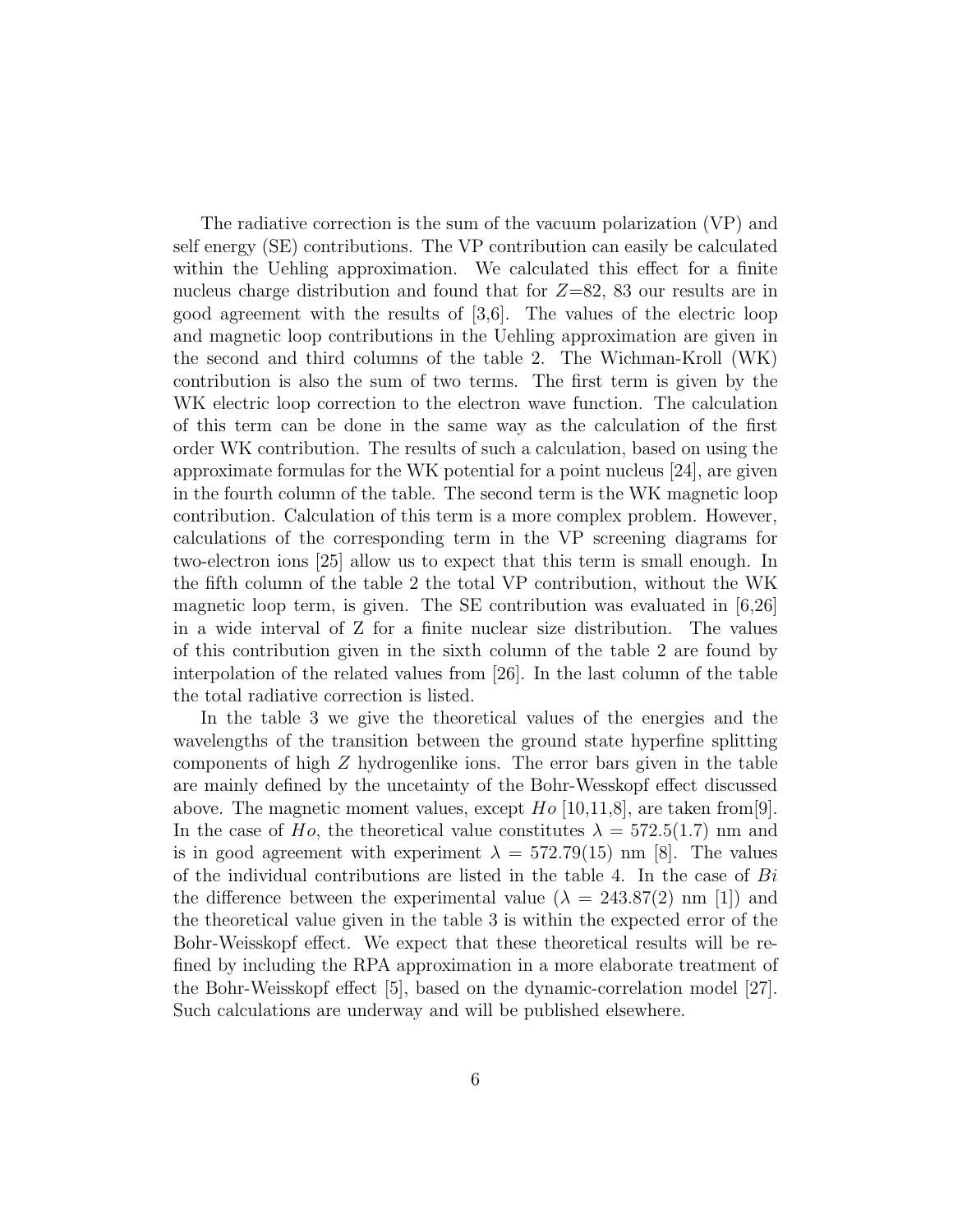The radiative correction is the sum of the vacuum polarization (VP) and self energy (SE) contributions. The VP contribution can easily be calculated within the Uehling approximation. We calculated this effect for a finite nucleus charge distribution and found that for $Z$=82, 83 our results are in good agreement with the results of [3,6]. The values of the electric loop and magnetic loop contributions in the Uehling approximation are given in the second and third columns of the table 2. The Wichman-Kroll (WK) contribution is also the sum of two terms. The first term is given by the WK electric loop correction to the electron wave function. The calculation of this term can be done in the same way as the calculation of the first order WK contribution. The results of such a calculation, based on using the approximate formulas for the WK potential for a point nucleus [24], are given in the fourth column of the table. The second term is the WK magnetic loop contribution. Calculation of this term is a more complex problem. However, calculations of the corresponding term in the VP screening diagrams for two-electron ions [25] allow us to expect that this term is small enough. In the fifth column of the table 2 the total VP contribution, without the WK magnetic loop term, is given. The SE contribution was evaluated in [6,26] in a wide interval of Z for a finite nuclear size distribution. The values of this contribution given in the sixth column of the table 2 are found by interpolation of the related values from [26]. In the last column of the table the total radiative correction is listed.

In the table 3 we give the theoretical values of the energies and the wavelengths of the transition between the ground state hyperfine splitting components of high $Z$ hydrogenlike ions. The error bars given in the table are mainly defined by the uncetainty of the Bohr-Wesskopf effect discussed above. The magnetic moment values, except $Ho$ [10,11,8], are taken from[9]. In the case of $Ho$, the theoretical value constitutes $\lambda$ = 572.5(1.7) nm and is in good agreement with experiment $\lambda$ = 572.79(15) nm [8]. The values of the individual contributions are listed in the table 4. In the case of $Bi$ the difference between the experimental value ($\lambda$ = 243.87(2) nm [1]) and the theoretical value given in the table 3 is within the expected error of the Bohr-Weisskopf effect. We expect that these theoretical results will be refined by including the RPA approximation in a more elaborate treatment of the Bohr-Weisskopf effect [5], based on the dynamic-correlation model [27]. Such calculations are underway and will be published elsewhere.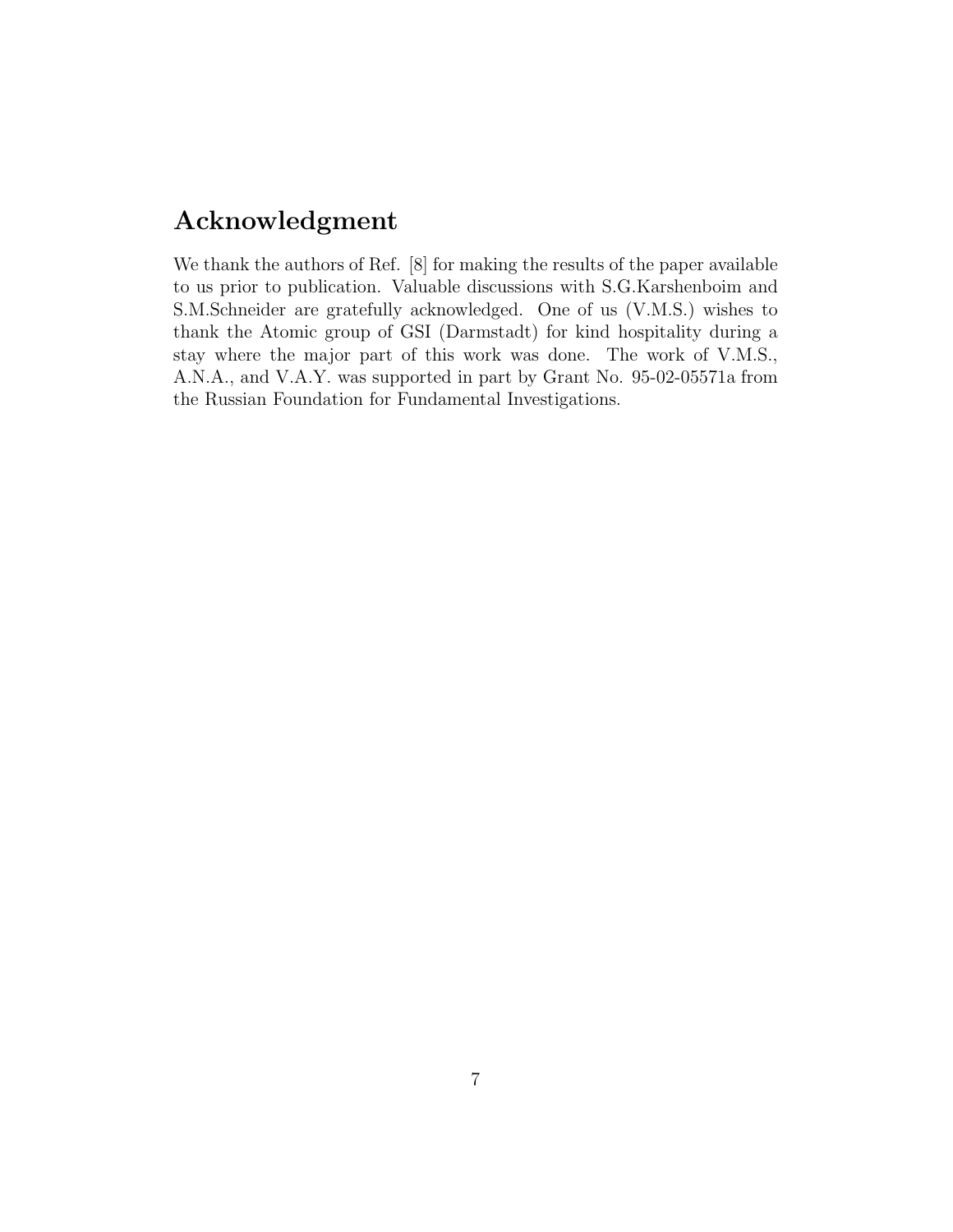## Acknowledgment

We thank the authors of Ref. [8] for making the results of the paper available to us prior to publication. Valuable discussions with S.G.Karshenboim and S.M.Schneider are gratefully acknowledged. One of us (V.M.S.) wishes to thank the Atomic group of GSI (Darmstadt) for kind hospitality during a stay where the major part of this work was done. The work of V.M.S., A.N.A., and V.A.Y. was supported in part by Grant No. 95-02-05571a from the Russian Foundation for Fundamental Investigations.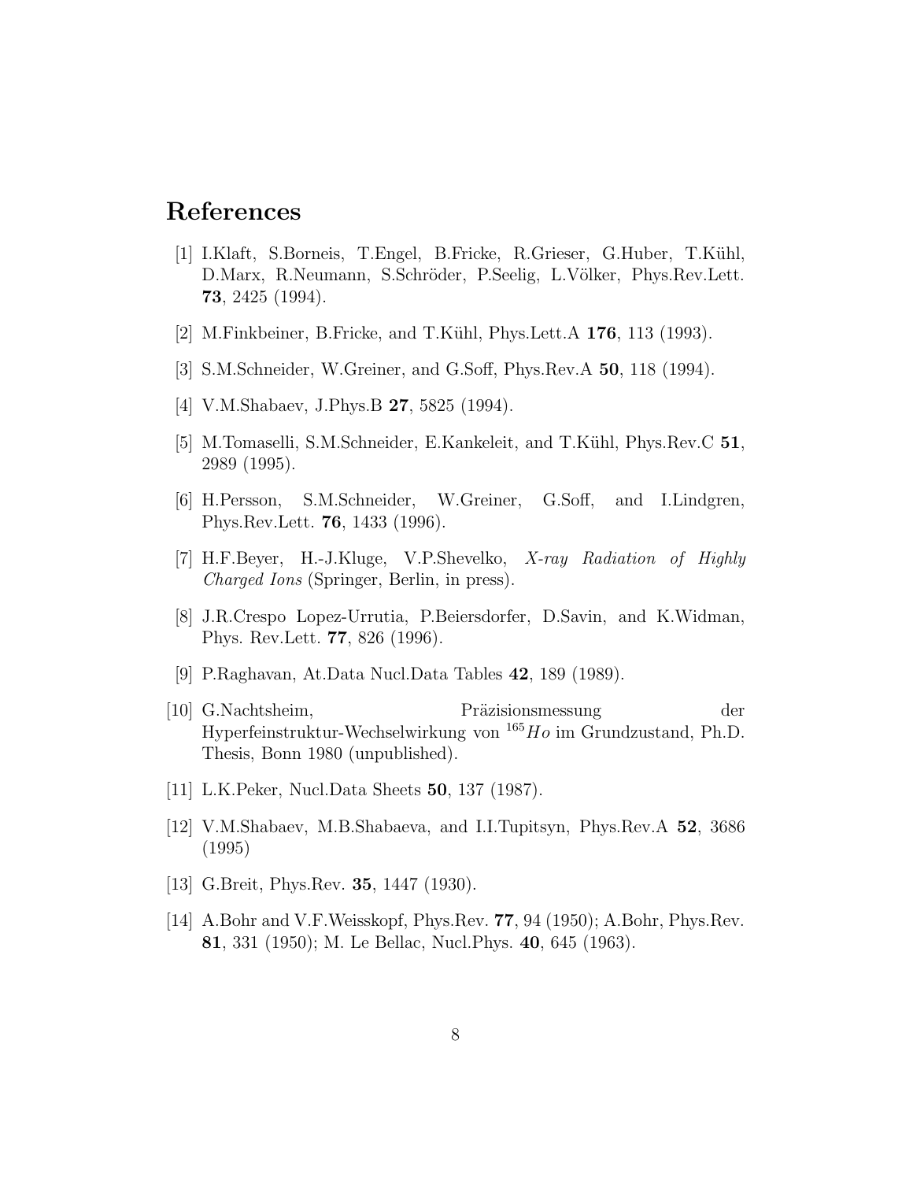## References

[1] I.Klaft, S.Borneis, T.Engel, B.Fricke, R.Grieser, G.Huber, T.Kühl, D.Marx, R.Neumann, S.Schröder, P.Seelig, L.Völker, Phys.Rev.Lett. **73**, 2425 (1994).

[2] M.Finkbeiner, B.Fricke, and T.Kühl, Phys.Lett.A **176**, 113 (1993).

[3] S.M.Schneider, W.Greiner, and G.Soff, Phys.Rev.A **50**, 118 (1994).

[4] V.M.Shabaev, J.Phys.B **27**, 5825 (1994).

[5] M.Tomaselli, S.M.Schneider, E.Kankeleit, and T.Kühl, Phys.Rev.C **51**, 2989 (1995).

[6] H.Persson, S.M.Schneider, W.Greiner, G.Soff, and I.Lindgren, Phys.Rev.Lett. **76**, 1433 (1996).

[7] H.F.Beyer, H.-J.Kluge, V.P.Shevelko, *X-ray Radiation of Highly Charged Ions* (Springer, Berlin, in press).

[8] J.R.Crespo Lopez-Urrutia, P.Beiersdorfer, D.Savin, and K.Widman, Phys. Rev.Lett. **77**, 826 (1996).

[9] P.Raghavan, At.Data Nucl.Data Tables **42**, 189 (1989).

[10] G.Nachtsheim, Präzisionsmessung der Hyperfeinstruktur-Wechselwirkung von $^{165}Ho$ im Grundzustand, Ph.D. Thesis, Bonn 1980 (unpublished).

[11] L.K.Peker, Nucl.Data Sheets **50**, 137 (1987).

[12] V.M.Shabaev, M.B.Shabaeva, and I.I.Tupitsyn, Phys.Rev.A **52**, 3686 (1995)

[13] G.Breit, Phys.Rev. **35**, 1447 (1930).

[14] A.Bohr and V.F.Weisskopf, Phys.Rev. **77**, 94 (1950); A.Bohr, Phys.Rev. **81**, 331 (1950); M. Le Bellac, Nucl.Phys. **40**, 645 (1963).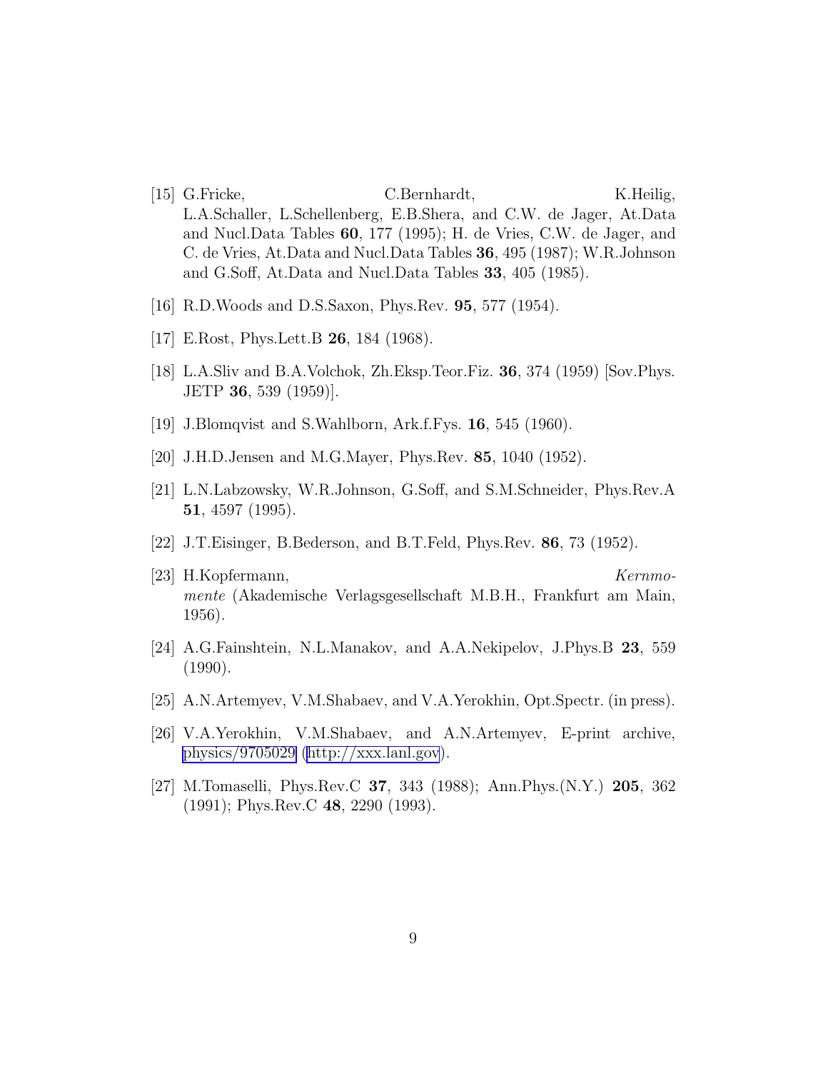[15] G.Fricke, C.Bernhardt, K.Heilig, L.A.Schaller, L.Schellenberg, E.B.Shera, and C.W. de Jager, At.Data and Nucl.Data Tables **60**, 177 (1995); H. de Vries, C.W. de Jager, and C. de Vries, At.Data and Nucl.Data Tables **36**, 495 (1987); W.R.Johnson and G.Soff, At.Data and Nucl.Data Tables **33**, 405 (1985).

[16] R.D.Woods and D.S.Saxon, Phys.Rev. **95**, 577 (1954).

[17] E.Rost, Phys.Lett.B **26**, 184 (1968).

[18] L.A.Sliv and B.A.Volchok, Zh.Eksp.Teor.Fiz. **36**, 374 (1959) [Sov.Phys. JETP **36**, 539 (1959)].

[19] J.Blomqvist and S.Wahlborn, Ark.f.Fys. **16**, 545 (1960).

[20] J.H.D.Jensen and M.G.Mayer, Phys.Rev. **85**, 1040 (1952).

[21] L.N.Labzowsky, W.R.Johnson, G.Soff, and S.M.Schneider, Phys.Rev.A **51**, 4597 (1995).

[22] J.T.Eisinger, B.Bederson, and B.T.Feld, Phys.Rev. **86**, 73 (1952).

[23] H.Kopfermann, *Kernmomente* (Akademische Verlagsgesellschaft M.B.H., Frankfurt am Main, 1956).

[24] A.G.Fainshtein, N.L.Manakov, and A.A.Nekipelov, J.Phys.B **23**, 559 (1990).

[25] A.N.Artemyev, V.M.Shabaev, and V.A.Yerokhin, Opt.Spectr. (in press).

[26] V.A.Yerokhin, V.M.Shabaev, and A.N.Artemyev, E-print archive, physics/9705029 (http://xxx.lanl.gov).

[27] M.Tomaselli, Phys.Rev.C **37**, 343 (1988); Ann.Phys.(N.Y.) **205**, 362 (1991); Phys.Rev.C **48**, 2290 (1993).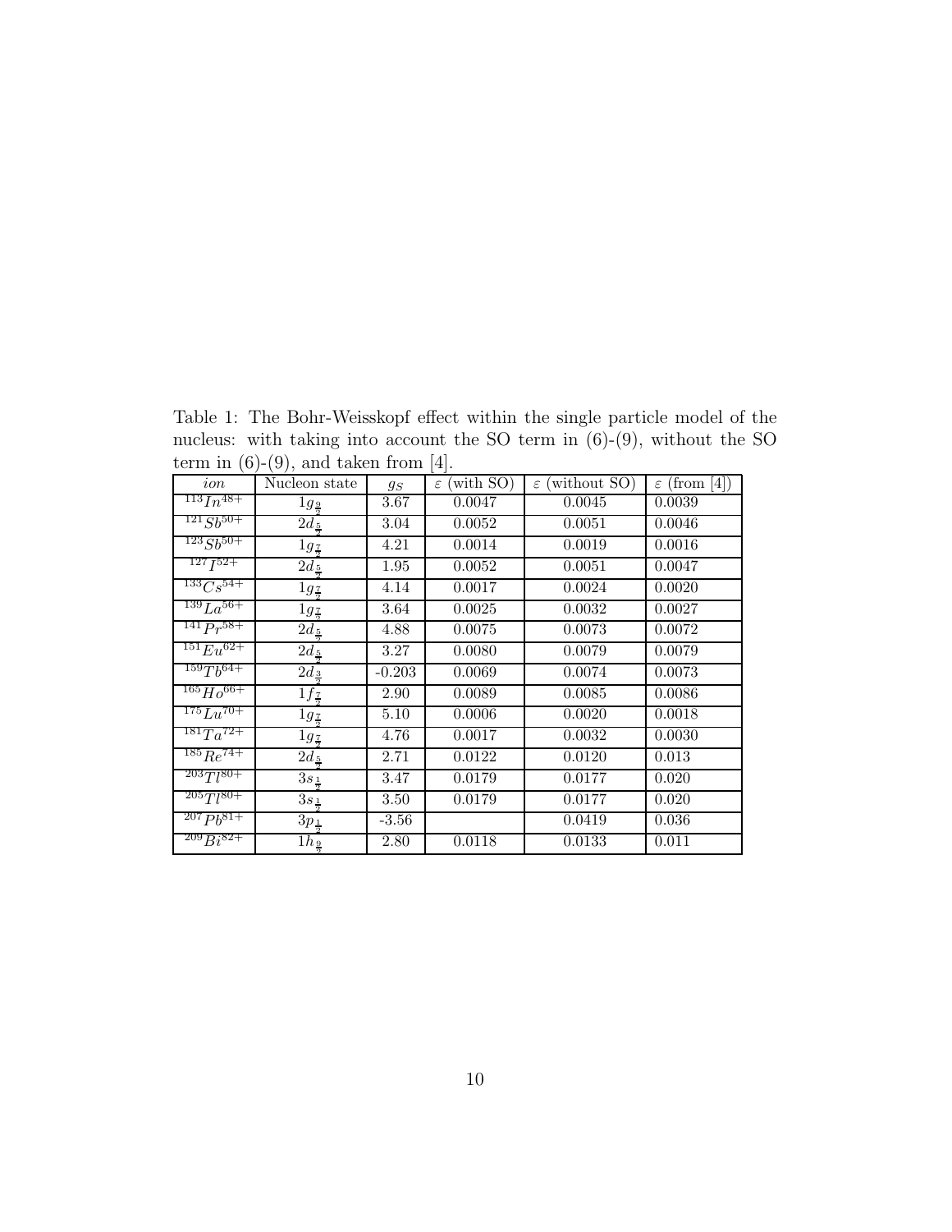Table 1: The Bohr-Weisskopf effect within the single particle model of the nucleus: with taking into account the SO term in (6)-(9), without the SO term in (6)-(9), and taken from [4].

| *ion* | Nucleon state | $g_S$ | $\varepsilon$ (with SO) | $\varepsilon$ (without SO) | $\varepsilon$ (from [4]) |
|---|---|---|---|---|---|
| $^{113}In^{48+}$ | $1g_{\frac{9}{2}}$ | 3.67 | 0.0047 | 0.0045 | 0.0039 |
| $^{121}Sb^{50+}$ | $2d_{\frac{5}{2}}$ | 3.04 | 0.0052 | 0.0051 | 0.0046 |
| $^{123}Sb^{50+}$ | $1g_{\frac{7}{2}}$ | 4.21 | 0.0014 | 0.0019 | 0.0016 |
| $^{127}I^{52+}$ | $2d_{\frac{5}{2}}$ | 1.95 | 0.0052 | 0.0051 | 0.0047 |
| $^{133}Cs^{54+}$ | $1g_{\frac{7}{2}}$ | 4.14 | 0.0017 | 0.0024 | 0.0020 |
| $^{139}La^{56+}$ | $1g_{\frac{7}{2}}$ | 3.64 | 0.0025 | 0.0032 | 0.0027 |
| $^{141}Pr^{58+}$ | $2d_{\frac{5}{2}}$ | 4.88 | 0.0075 | 0.0073 | 0.0072 |
| $^{151}Eu^{62+}$ | $2d_{\frac{5}{2}}$ | 3.27 | 0.0080 | 0.0079 | 0.0079 |
| $^{159}Tb^{64+}$ | $2d_{\frac{3}{2}}$ | -0.203 | 0.0069 | 0.0074 | 0.0073 |
| $^{165}Ho^{66+}$ | $1f_{\frac{7}{2}}$ | 2.90 | 0.0089 | 0.0085 | 0.0086 |
| $^{175}Lu^{70+}$ | $1g_{\frac{7}{2}}$ | 5.10 | 0.0006 | 0.0020 | 0.0018 |
| $^{181}Ta^{72+}$ | $1g_{\frac{7}{2}}$ | 4.76 | 0.0017 | 0.0032 | 0.0030 |
| $^{185}Re^{74+}$ | $2d_{\frac{5}{2}}$ | 2.71 | 0.0122 | 0.0120 | 0.013 |
| $^{203}Tl^{80+}$ | $3s_{\frac{1}{2}}$ | 3.47 | 0.0179 | 0.0177 | 0.020 |
| $^{205}Tl^{80+}$ | $3s_{\frac{1}{2}}$ | 3.50 | 0.0179 | 0.0177 | 0.020 |
| $^{207}Pb^{81+}$ | $3p_{\frac{1}{2}}$ | -3.56 |  | 0.0419 | 0.036 |
| $^{209}Bi^{82+}$ | $1h_{\frac{9}{2}}$ | 2.80 | 0.0118 | 0.0133 | 0.011 |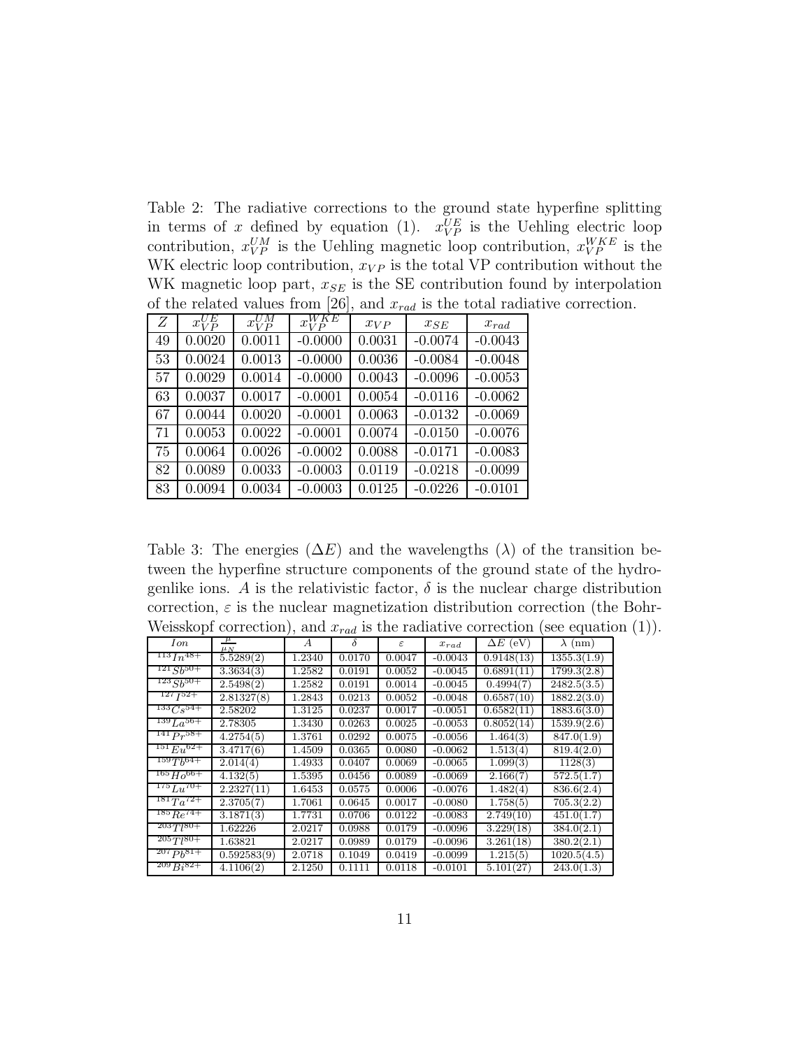Table 2: The radiative corrections to the ground state hyperfine splitting in terms of $x$ defined by equation (1). $x_{VP}^{UE}$ is the Uehling electric loop contribution, $x_{VP}^{UM}$ is the Uehling magnetic loop contribution, $x_{VP}^{WKE}$ is the WK electric loop contribution, $x_{VP}$ is the total VP contribution without the WK magnetic loop part, $x_{SE}$ is the SE contribution found by interpolation of the related values from [26], and $x_{rad}$ is the total radiative correction.

| $Z$ | $x_{VP}^{UE}$ | $x_{VP}^{UM}$ | $x_{VP}^{WKE}$ | $x_{VP}$ | $x_{SE}$ | $x_{rad}$ |
|---|---|---|---|---|---|---|
| 49 | 0.0020 | 0.0011 | -0.0000 | 0.0031 | -0.0074 | -0.0043 |
| 53 | 0.0024 | 0.0013 | -0.0000 | 0.0036 | -0.0084 | -0.0048 |
| 57 | 0.0029 | 0.0014 | -0.0000 | 0.0043 | -0.0096 | -0.0053 |
| 63 | 0.0037 | 0.0017 | -0.0001 | 0.0054 | -0.0116 | -0.0062 |
| 67 | 0.0044 | 0.0020 | -0.0001 | 0.0063 | -0.0132 | -0.0069 |
| 71 | 0.0053 | 0.0022 | -0.0001 | 0.0074 | -0.0150 | -0.0076 |
| 75 | 0.0064 | 0.0026 | -0.0002 | 0.0088 | -0.0171 | -0.0083 |
| 82 | 0.0089 | 0.0033 | -0.0003 | 0.0119 | -0.0218 | -0.0099 |
| 83 | 0.0094 | 0.0034 | -0.0003 | 0.0125 | -0.0226 | -0.0101 |

Table 3: The energies ($\Delta E$) and the wavelengths ($\lambda$) of the transition between the hyperfine structure components of the ground state of the hydrogenlike ions. $A$ is the relativistic factor, $\delta$ is the nuclear charge distribution correction, $\varepsilon$ is the nuclear magnetization distribution correction (the Bohr-Weisskopf correction), and $x_{rad}$ is the radiative correction (see equation (1)).

| $Ion$ | $\frac{\mu}{\mu_N}$ | $A$ | $\delta$ | $\varepsilon$ | $x_{rad}$ | $\Delta E$ (eV) | $\lambda$ (nm) |
|---|---|---|---|---|---|---|---|
| $^{113}In^{48+}$ | 5.5289(2) | 1.2340 | 0.0170 | 0.0047 | -0.0043 | 0.9148(13) | 1355.3(1.9) |
| $^{121}Sb^{50+}$ | 3.3634(3) | 1.2582 | 0.0191 | 0.0052 | -0.0045 | 0.6891(11) | 1799.3(2.8) |
| $^{123}Sb^{50+}$ | 2.5498(2) | 1.2582 | 0.0191 | 0.0014 | -0.0045 | 0.4994(7) | 2482.5(3.5) |
| $^{127}I^{52+}$ | 2.81327(8) | 1.2843 | 0.0213 | 0.0052 | -0.0048 | 0.6587(10) | 1882.2(3.0) |
| $^{133}Cs^{54+}$ | 2.58202 | 1.3125 | 0.0237 | 0.0017 | -0.0051 | 0.6582(11) | 1883.6(3.0) |
| $^{139}La^{56+}$ | 2.78305 | 1.3430 | 0.0263 | 0.0025 | -0.0053 | 0.8052(14) | 1539.9(2.6) |
| $^{141}Pr^{58+}$ | 4.2754(5) | 1.3761 | 0.0292 | 0.0075 | -0.0056 | 1.464(3) | 847.0(1.9) |
| $^{151}Eu^{62+}$ | 3.4717(6) | 1.4509 | 0.0365 | 0.0080 | -0.0062 | 1.513(4) | 819.4(2.0) |
| $^{159}Tb^{64+}$ | 2.014(4) | 1.4933 | 0.0407 | 0.0069 | -0.0065 | 1.099(3) | 1128(3) |
| $^{165}Ho^{66+}$ | 4.132(5) | 1.5395 | 0.0456 | 0.0089 | -0.0069 | 2.166(7) | 572.5(1.7) |
| $^{175}Lu^{70+}$ | 2.2327(11) | 1.6453 | 0.0575 | 0.0006 | -0.0076 | 1.482(4) | 836.6(2.4) |
| $^{181}Ta^{72+}$ | 2.3705(7) | 1.7061 | 0.0645 | 0.0017 | -0.0080 | 1.758(5) | 705.3(2.2) |
| $^{185}Re^{74+}$ | 3.1871(3) | 1.7731 | 0.0706 | 0.0122 | -0.0083 | 2.749(10) | 451.0(1.7) |
| $^{203}Tl^{80+}$ | 1.62226 | 2.0217 | 0.0988 | 0.0179 | -0.0096 | 3.229(18) | 384.0(2.1) |
| $^{205}Tl^{80+}$ | 1.63821 | 2.0217 | 0.0989 | 0.0179 | -0.0096 | 3.261(18) | 380.2(2.1) |
| $^{207}Pb^{81+}$ | 0.592583(9) | 2.0718 | 0.1049 | 0.0419 | -0.0099 | 1.215(5) | 1020.5(4.5) |
| $^{209}Bi^{82+}$ | 4.1106(2) | 2.1250 | 0.1111 | 0.0118 | -0.0101 | 5.101(27) | 243.0(1.3) |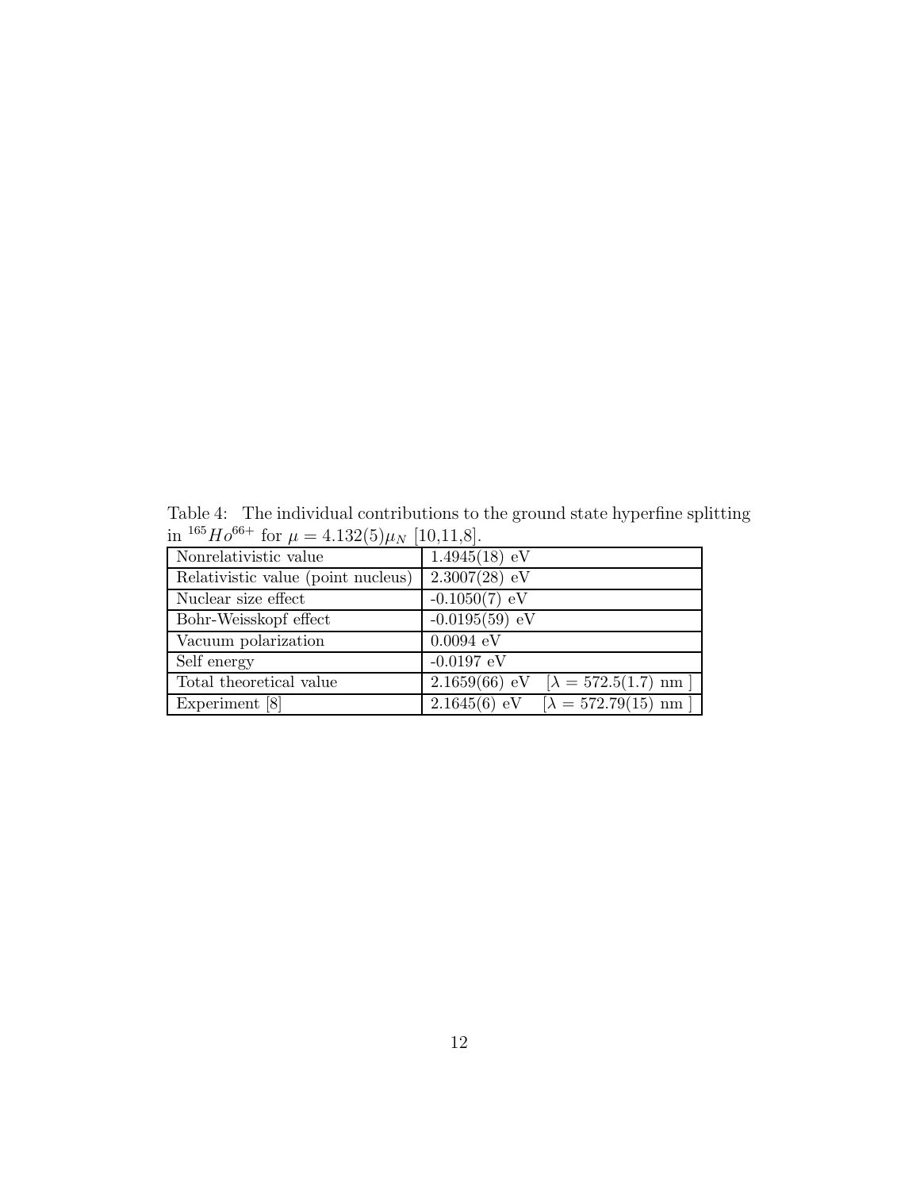Table 4: The individual contributions to the ground state hyperfine splitting in $^{165}Ho^{66+}$ for $\mu = 4.132(5)\mu_N$ [10,11,8].

| | |
|---|---|
| Nonrelativistic value | 1.4945(18) eV |
| Relativistic value (point nucleus) | 2.3007(28) eV |
| Nuclear size effect | -0.1050(7) eV |
| Bohr-Weisskopf effect | -0.0195(59) eV |
| Vacuum polarization | 0.0094 eV |
| Self energy | -0.0197 eV |
| Total theoretical value | 2.1659(66) eV [$\lambda = 572.5(1.7)$ nm ] |
| Experiment [8] | 2.1645(6) eV [$\lambda = 572.79(15)$ nm ] |